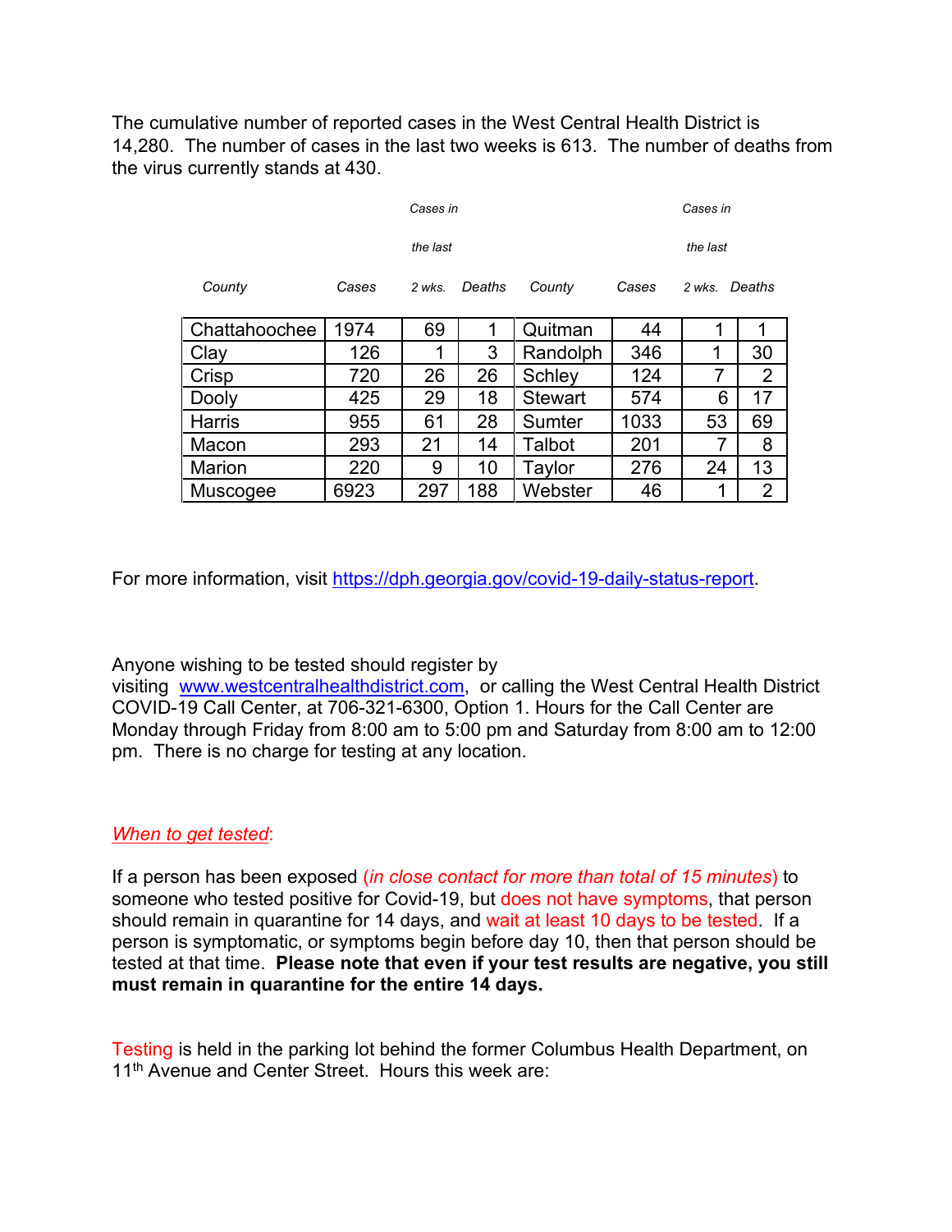The cumulative number of reported cases in the West Central Health District is 14,280. The number of cases in the last two weeks is 613. The number of deaths from the virus currently stands at 430.

| *County* | *Cases* | *Cases in the last 2 wks.* | *Deaths* | *County* | *Cases* | *Cases in the last 2 wks.* | *Deaths* |
|---|---|---|---|---|---|---|---|
| Chattahoochee | 1974 | 69 | 1 | Quitman | 44 | 1 | 1 |
| Clay | 126 | 1 | 3 | Randolph | 346 | 1 | 30 |
| Crisp | 720 | 26 | 26 | Schley | 124 | 7 | 2 |
| Dooly | 425 | 29 | 18 | Stewart | 574 | 6 | 17 |
| Harris | 955 | 61 | 28 | Sumter | 1033 | 53 | 69 |
| Macon | 293 | 21 | 14 | Talbot | 201 | 7 | 8 |
| Marion | 220 | 9 | 10 | Taylor | 276 | 24 | 13 |
| Muscogee | 6923 | 297 | 188 | Webster | 46 | 1 | 2 |

For more information, visit https://dph.georgia.gov/covid-19-daily-status-report.

Anyone wishing to be tested should register by visiting www.westcentralhealthdistrict.com, or calling the West Central Health District COVID-19 Call Center, at 706-321-6300, Option 1. Hours for the Call Center are Monday through Friday from 8:00 am to 5:00 pm and Saturday from 8:00 am to 12:00 pm. There is no charge for testing at any location.

*When to get tested*:

If a person has been exposed (*in close contact for more than total of 15 minutes*) to someone who tested positive for Covid-19, but does not have symptoms, that person should remain in quarantine for 14 days, and wait at least 10 days to be tested. If a person is symptomatic, or symptoms begin before day 10, then that person should be tested at that time. **Please note that even if your test results are negative, you still must remain in quarantine for the entire 14 days.**

Testing is held in the parking lot behind the former Columbus Health Department, on 11th Avenue and Center Street. Hours this week are: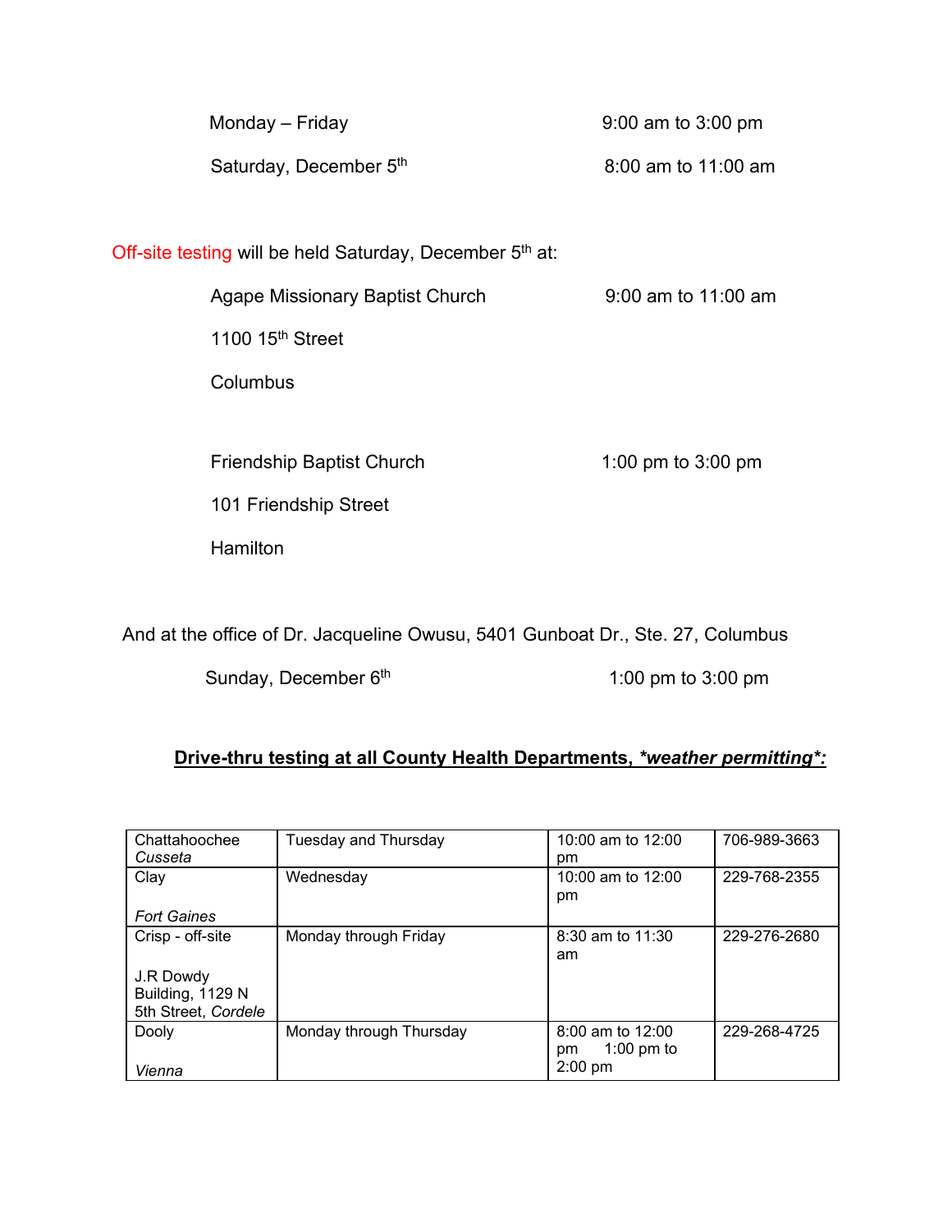Monday – Friday 9:00 am to 3:00 pm

Saturday, December 5th 8:00 am to 11:00 am

Off-site testing will be held Saturday, December 5th at:

Agape Missionary Baptist Church 9:00 am to 11:00 am
1100 15th Street
Columbus

Friendship Baptist Church 1:00 pm to 3:00 pm
101 Friendship Street
Hamilton

And at the office of Dr. Jacqueline Owusu, 5401 Gunboat Dr., Ste. 27, Columbus

Sunday, December 6th 1:00 pm to 3:00 pm

**Drive-thru testing at all County Health Departments, *\*weather permitting\**:**

| | | | |
|---|---|---|---|
| Chattahoochee *Cusseta* | Tuesday and Thursday | 10:00 am to 12:00 pm | 706-989-3663 |
| Clay *Fort Gaines* | Wednesday | 10:00 am to 12:00 pm | 229-768-2355 |
| Crisp - off-site J.R Dowdy Building, 1129 N 5th Street, *Cordele* | Monday through Friday | 8:30 am to 11:30 am | 229-276-2680 |
| Dooly *Vienna* | Monday through Thursday | 8:00 am to 12:00 pm 1:00 pm to 2:00 pm | 229-268-4725 |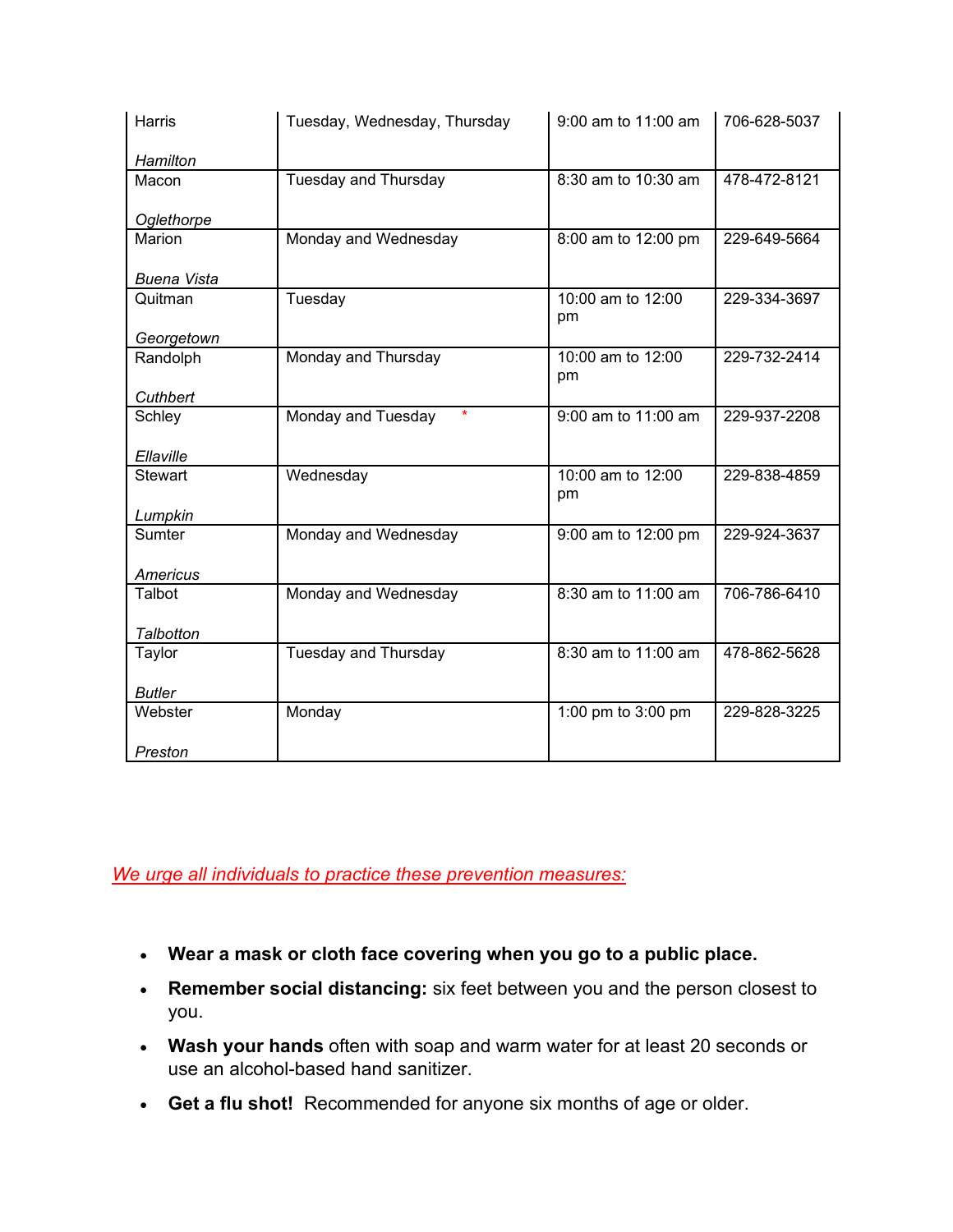| | | | |
|---|---|---|---|
| Harris<br><br>*Hamilton* | Tuesday, Wednesday, Thursday | 9:00 am to 11:00 am | 706-628-5037 |
| Macon<br><br>*Oglethorpe* | Tuesday and Thursday | 8:30 am to 10:30 am | 478-472-8121 |
| Marion<br><br>*Buena Vista* | Monday and Wednesday | 8:00 am to 12:00 pm | 229-649-5664 |
| Quitman<br><br>*Georgetown* | Tuesday | 10:00 am to 12:00 pm | 229-334-3697 |
| Randolph<br><br>*Cuthbert* | Monday and Thursday | 10:00 am to 12:00 pm | 229-732-2414 |
| Schley<br><br>*Ellaville* | Monday and Tuesday * | 9:00 am to 11:00 am | 229-937-2208 |
| Stewart<br><br>*Lumpkin* | Wednesday | 10:00 am to 12:00 pm | 229-838-4859 |
| Sumter<br><br>*Americus* | Monday and Wednesday | 9:00 am to 12:00 pm | 229-924-3637 |
| Talbot<br><br>*Talbotton* | Monday and Wednesday | 8:30 am to 11:00 am | 706-786-6410 |
| Taylor<br><br>*Butler* | Tuesday and Thursday | 8:30 am to 11:00 am | 478-862-5628 |
| Webster<br><br>*Preston* | Monday | 1:00 pm to 3:00 pm | 229-828-3225 |

*We urge all individuals to practice these prevention measures:*

- **Wear a mask or cloth face covering when you go to a public place.**
- **Remember social distancing:** six feet between you and the person closest to you.
- **Wash your hands** often with soap and warm water for at least 20 seconds or use an alcohol-based hand sanitizer.
- **Get a flu shot!** Recommended for anyone six months of age or older.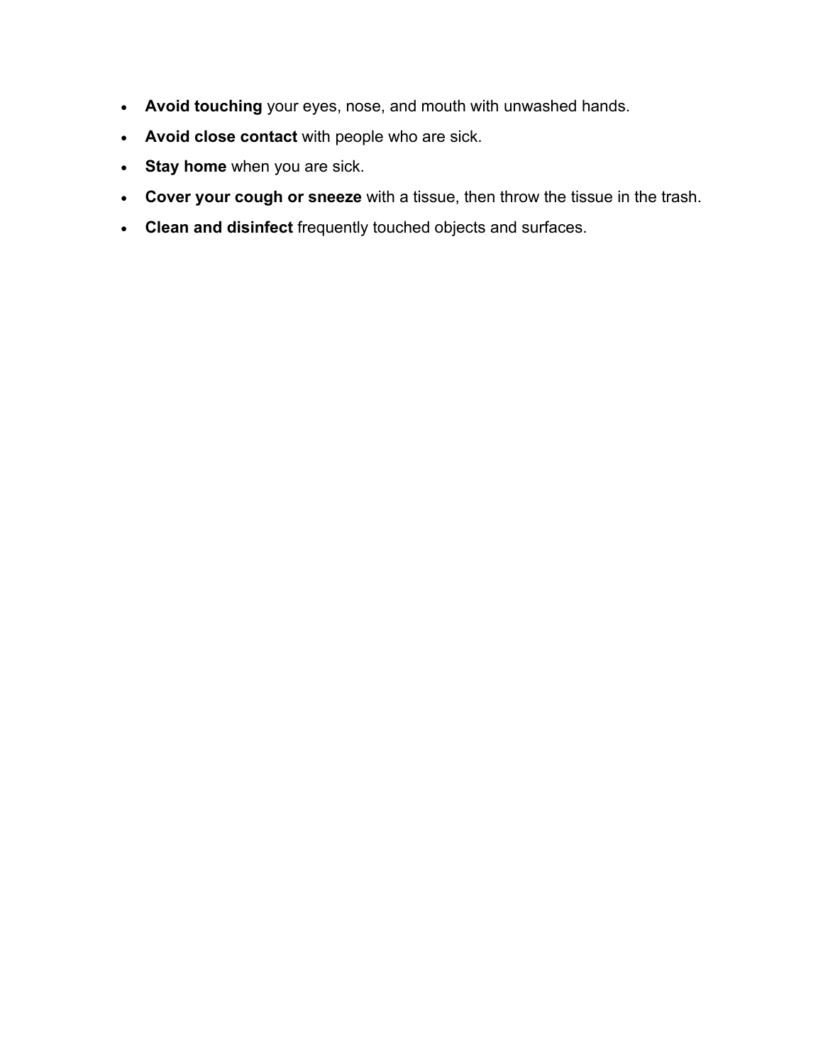- **Avoid touching** your eyes, nose, and mouth with unwashed hands.
- **Avoid close contact** with people who are sick.
- **Stay home** when you are sick.
- **Cover your cough or sneeze** with a tissue, then throw the tissue in the trash.
- **Clean and disinfect** frequently touched objects and surfaces.